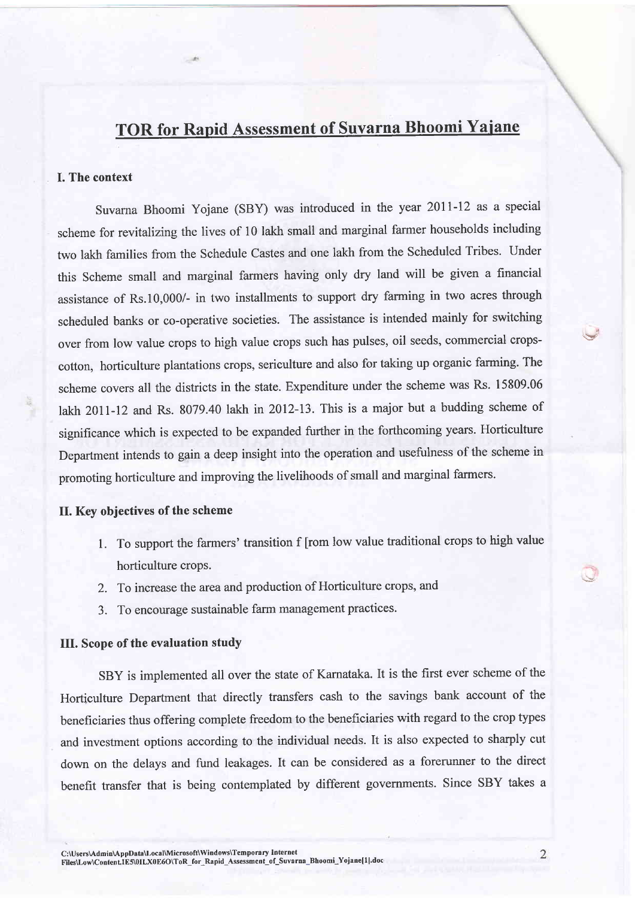# TOR for Rapid Assessment of Suvarna Bhoomi Yajane

## I. The context

Suvarna Bhoomi Yojane (SBY) was introduced in the year 2011-12 as a special scheme for revitalizing the lives of 10 lakh small and marginal farmer households including two lakh families from the Schedule Castes and one lakh from the Scheduled Tribes. Under this Scheme small and marginal farmers having only dry land will be given a financial assistance of Rs.10,000/- in two installments to support dry farming in two acres through scheduled banks or co-operative societies. The assistance is intended mainly for switching over from low value crops to high value crops such has pulses, oil seeds, commercial crops-cotton, horticulture plantations crops, sericulture and also for taking up organic farming. The scheme covers all the districts in the state. Expenditure under the scheme was Rs. 15809.06 lakh 2011-12 and Rs. 8079.40 lakh in 2012-13. This is a major but a budding scheme of significance which is expected to be expanded further in the forthcoming years. Horticulture Department intends to gain a deep insight into the operation and usefulness of the scheme in promoting horticulture and improving the livelihoods of small and marginal farmers.

## II. Key objectives of the scheme

1. To support the farmers' transition f [rom low value traditional crops to high value horticulture crops.
2. To increase the area and production of Horticulture crops, and
3. To encourage sustainable farm management practices.

## III. Scope of the evaluation study

SBY is implemented all over the state of Karnataka. It is the first ever scheme of the Horticulture Department that directly transfers cash to the savings bank account of the beneficiaries thus offering complete freedom to the beneficiaries with regard to the crop types and investment options according to the individual needs. It is also expected to sharply cut down on the delays and fund leakages. It can be considered as a forerunner to the direct benefit transfer that is being contemplated by different governments. Since SBY takes a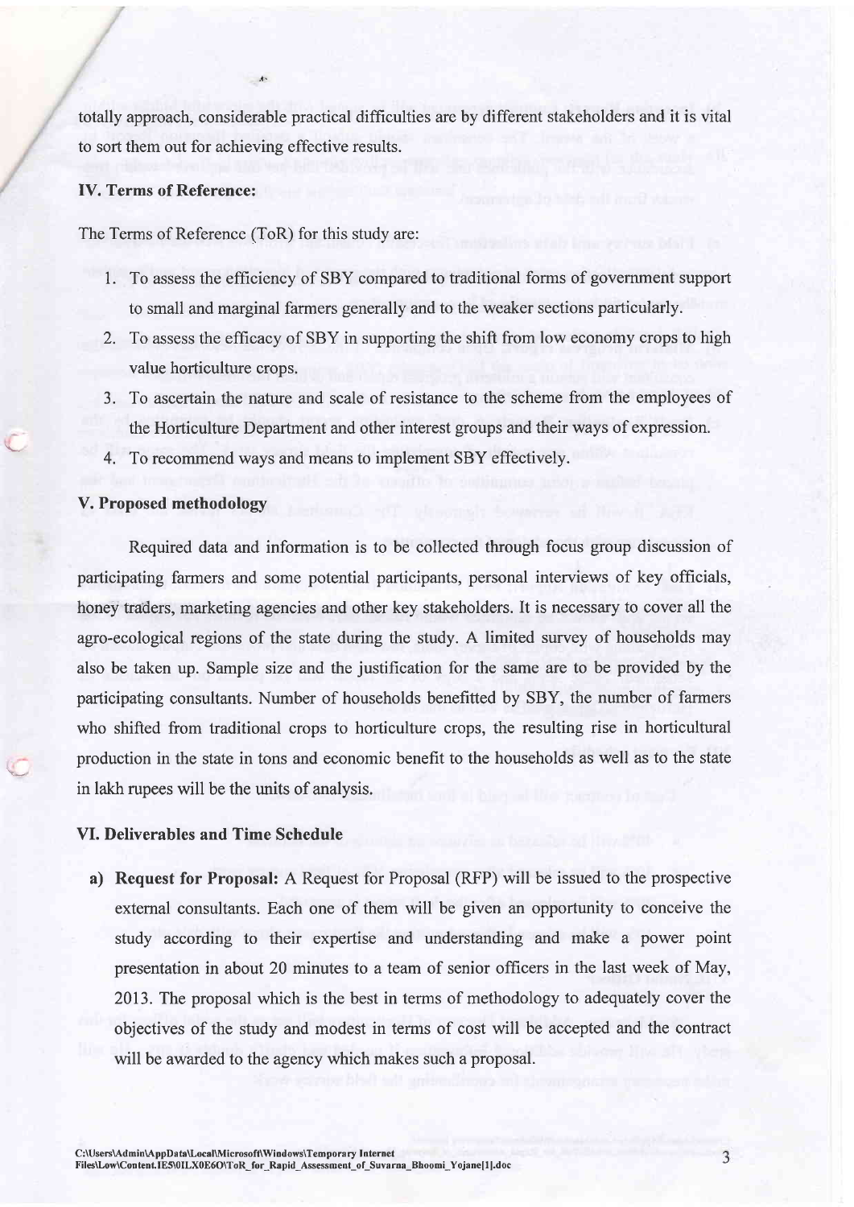totally approach, considerable practical difficulties are by different stakeholders and it is vital to sort them out for achieving effective results.

## IV. Terms of Reference:

The Terms of Reference (ToR) for this study are:

1. To assess the efficiency of SBY compared to traditional forms of government support to small and marginal farmers generally and to the weaker sections particularly.
2. To assess the efficacy of SBY in supporting the shift from low economy crops to high value horticulture crops.
3. To ascertain the nature and scale of resistance to the scheme from the employees of the Horticulture Department and other interest groups and their ways of expression.
4. To recommend ways and means to implement SBY effectively.

## V. Proposed methodology

Required data and information is to be collected through focus group discussion of participating farmers and some potential participants, personal interviews of key officials, honey traders, marketing agencies and other key stakeholders. It is necessary to cover all the agro-ecological regions of the state during the study. A limited survey of households may also be taken up. Sample size and the justification for the same are to be provided by the participating consultants. Number of households benefitted by SBY, the number of farmers who shifted from traditional crops to horticulture crops, the resulting rise in horticultural production in the state in tons and economic benefit to the households as well as to the state in lakh rupees will be the units of analysis.

## VI. Deliverables and Time Schedule

a) **Request for Proposal:** A Request for Proposal (RFP) will be issued to the prospective external consultants. Each one of them will be given an opportunity to conceive the study according to their expertise and understanding and make a power point presentation in about 20 minutes to a team of senior officers in the last week of May, 2013. The proposal which is the best in terms of methodology to adequately cover the objectives of the study and modest in terms of cost will be accepted and the contract will be awarded to the agency which makes such a proposal.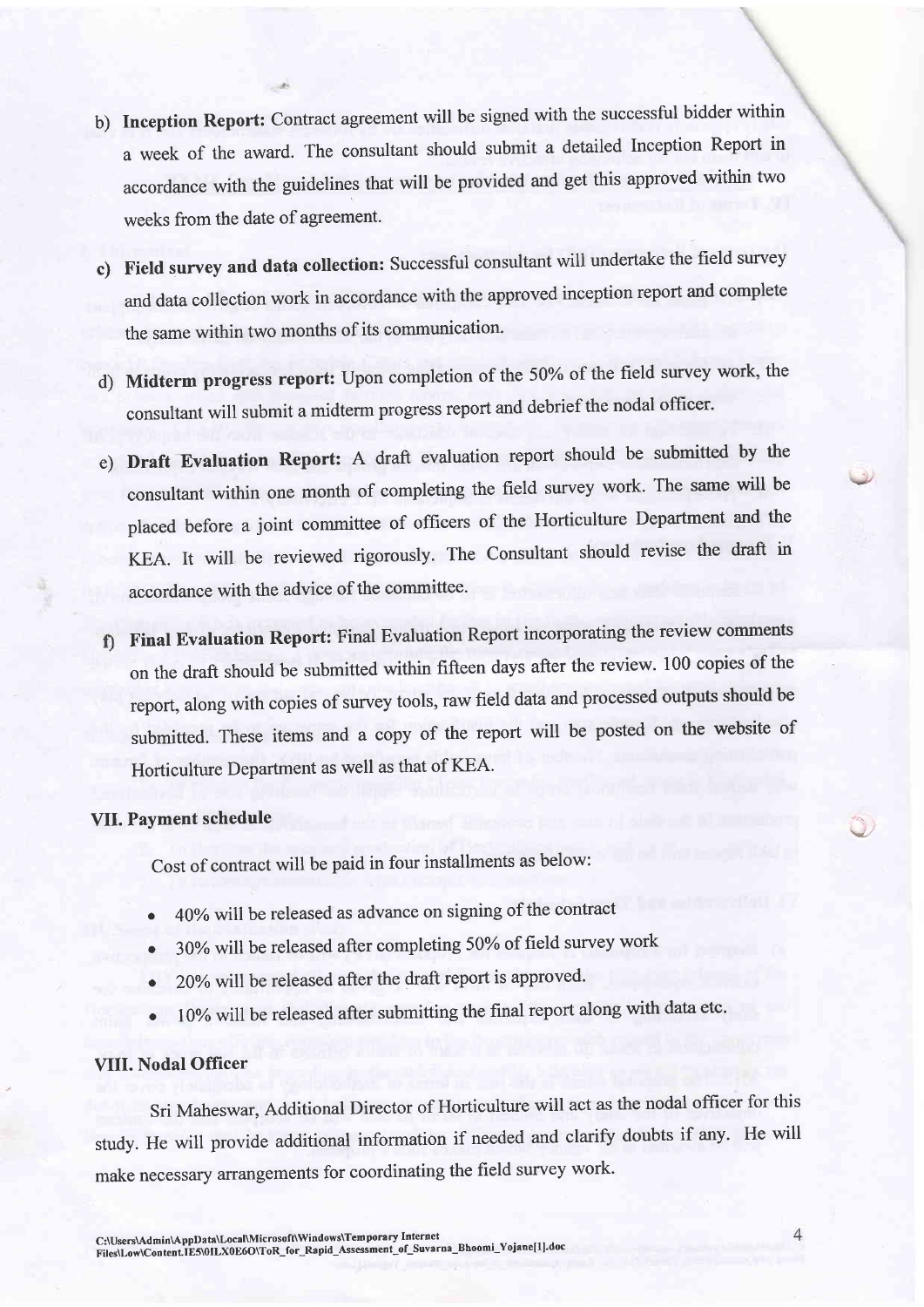b) **Inception Report:** Contract agreement will be signed with the successful bidder within a week of the award. The consultant should submit a detailed Inception Report in accordance with the guidelines that will be provided and get this approved within two weeks from the date of agreement.

c) **Field survey and data collection:** Successful consultant will undertake the field survey and data collection work in accordance with the approved inception report and complete the same within two months of its communication.

d) **Midterm progress report:** Upon completion of the 50% of the field survey work, the consultant will submit a midterm progress report and debrief the nodal officer.

e) **Draft Evaluation Report:** A draft evaluation report should be submitted by the consultant within one month of completing the field survey work. The same will be placed before a joint committee of officers of the Horticulture Department and the KEA. It will be reviewed rigorously. The Consultant should revise the draft in accordance with the advice of the committee.

f) **Final Evaluation Report:** Final Evaluation Report incorporating the review comments on the draft should be submitted within fifteen days after the review. 100 copies of the report, along with copies of survey tools, raw field data and processed outputs should be submitted. These items and a copy of the report will be posted on the website of Horticulture Department as well as that of KEA.

## VII. Payment schedule

Cost of contract will be paid in four installments as below:

- 40% will be released as advance on signing of the contract
- 30% will be released after completing 50% of field survey work
- 20% will be released after the draft report is approved.
- 10% will be released after submitting the final report along with data etc.

## VIII. Nodal Officer

Sri Maheswar, Additional Director of Horticulture will act as the nodal officer for this study. He will provide additional information if needed and clarify doubts if any. He will make necessary arrangements for coordinating the field survey work.

C:\Users\Admin\AppData\Local\Microsoft\Windows\Temporary Internet Files\Low\Content.IE5\0ILX0E6O\ToR_for_Rapid_Assessment_of_Suvarna_Bhoomi_Yojane[1].doc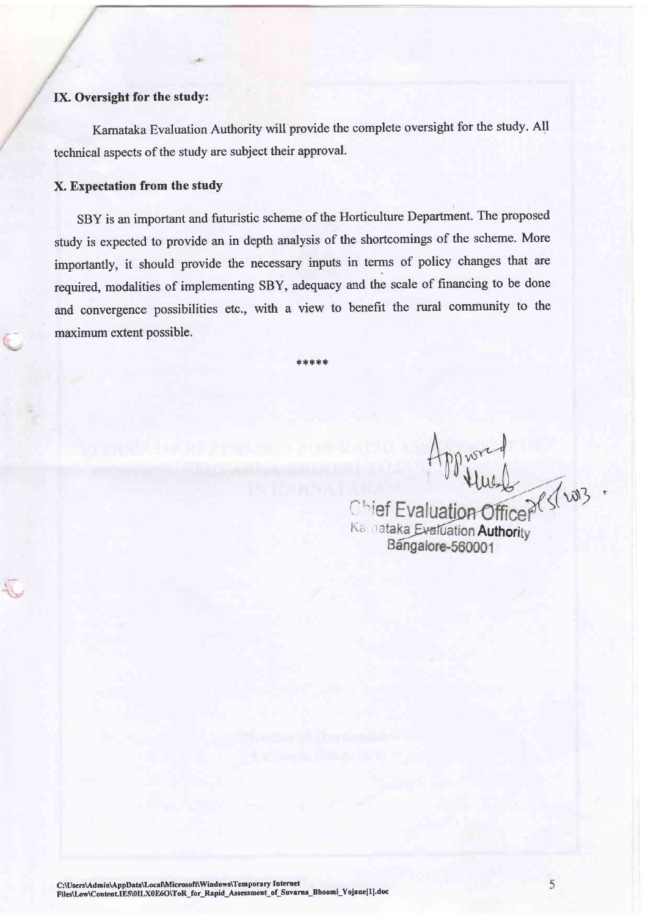## IX. Oversight for the study:

Karnataka Evaluation Authority will provide the complete oversight for the study. All technical aspects of the study are subject their approval.

## X. Expectation from the study

SBY is an important and futuristic scheme of the Horticulture Department. The proposed study is expected to provide an in depth analysis of the shortcomings of the scheme. More importantly, it should provide the necessary inputs in terms of policy changes that are required, modalities of implementing SBY, adequacy and the scale of financing to be done and convergence possibilities etc., with a view to benefit the rural community to the maximum extent possible.

*****

Approved

28/5/2013

Chief Evaluation Officer
Karnataka Evaluation Authority
Bangalore-560001

C:\Users\Admin\AppData\Local\Microsoft\Windows\Temporary Internet Files\Low\Content.IE5\0ILX0E6O\ToR_for_Rapid_Assessment_of_Suvarna_Bhoomi_Yojane[1].doc